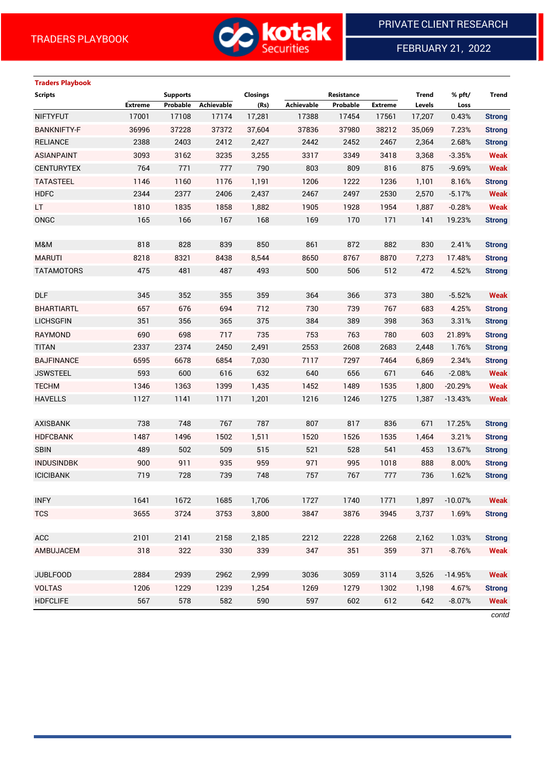TRADERS PLAYBOOK

PRIVATE CLIENT RESEARCH

FEBRUARY 21, 2022

**Traders Playbook**

| Scripts | Supports | | | Closings | Resistance | | | Trend | % pft/ | Trend |
|---|---|---|---|---|---|---|---|---|---|---|
| | Extreme | Probable | Achievable | (Rs) | Achievable | Probable | Extreme | Levels | Loss | |
| NIFTYFUT | 17001 | 17108 | 17174 | 17,281 | 17388 | 17454 | 17561 | 17,207 | 0.43% | Strong |
| BANKNIFTY-F | 36996 | 37228 | 37372 | 37,604 | 37836 | 37980 | 38212 | 35,069 | 7.23% | Strong |
| RELIANCE | 2388 | 2403 | 2412 | 2,427 | 2442 | 2452 | 2467 | 2,364 | 2.68% | Strong |
| ASIANPAINT | 3093 | 3162 | 3235 | 3,255 | 3317 | 3349 | 3418 | 3,368 | -3.35% | Weak |
| CENTURYTEX | 764 | 771 | 777 | 790 | 803 | 809 | 816 | 875 | -9.69% | Weak |
| TATASTEEL | 1146 | 1160 | 1176 | 1,191 | 1206 | 1222 | 1236 | 1,101 | 8.16% | Strong |
| HDFC | 2344 | 2377 | 2406 | 2,437 | 2467 | 2497 | 2530 | 2,570 | -5.17% | Weak |
| LT | 1810 | 1835 | 1858 | 1,882 | 1905 | 1928 | 1954 | 1,887 | -0.28% | Weak |
| ONGC | 165 | 166 | 167 | 168 | 169 | 170 | 171 | 141 | 19.23% | Strong |
| | | | | | | | | | | |
| M&M | 818 | 828 | 839 | 850 | 861 | 872 | 882 | 830 | 2.41% | Strong |
| MARUTI | 8218 | 8321 | 8438 | 8,544 | 8650 | 8767 | 8870 | 7,273 | 17.48% | Strong |
| TATAMOTORS | 475 | 481 | 487 | 493 | 500 | 506 | 512 | 472 | 4.52% | Strong |
| | | | | | | | | | | |
| DLF | 345 | 352 | 355 | 359 | 364 | 366 | 373 | 380 | -5.52% | Weak |
| BHARTIARTL | 657 | 676 | 694 | 712 | 730 | 739 | 767 | 683 | 4.25% | Strong |
| LICHSGFIN | 351 | 356 | 365 | 375 | 384 | 389 | 398 | 363 | 3.31% | Strong |
| RAYMOND | 690 | 698 | 717 | 735 | 753 | 763 | 780 | 603 | 21.89% | Strong |
| TITAN | 2337 | 2374 | 2450 | 2,491 | 2553 | 2608 | 2683 | 2,448 | 1.76% | Strong |
| BAJFINANCE | 6595 | 6678 | 6854 | 7,030 | 7117 | 7297 | 7464 | 6,869 | 2.34% | Strong |
| JSWSTEEL | 593 | 600 | 616 | 632 | 640 | 656 | 671 | 646 | -2.08% | Weak |
| TECHM | 1346 | 1363 | 1399 | 1,435 | 1452 | 1489 | 1535 | 1,800 | -20.29% | Weak |
| HAVELLS | 1127 | 1141 | 1171 | 1,201 | 1216 | 1246 | 1275 | 1,387 | -13.43% | Weak |
| | | | | | | | | | | |
| AXISBANK | 738 | 748 | 767 | 787 | 807 | 817 | 836 | 671 | 17.25% | Strong |
| HDFCBANK | 1487 | 1496 | 1502 | 1,511 | 1520 | 1526 | 1535 | 1,464 | 3.21% | Strong |
| SBIN | 489 | 502 | 509 | 515 | 521 | 528 | 541 | 453 | 13.67% | Strong |
| INDUSINDBK | 900 | 911 | 935 | 959 | 971 | 995 | 1018 | 888 | 8.00% | Strong |
| ICICIBANK | 719 | 728 | 739 | 748 | 757 | 767 | 777 | 736 | 1.62% | Strong |
| | | | | | | | | | | |
| INFY | 1641 | 1672 | 1685 | 1,706 | 1727 | 1740 | 1771 | 1,897 | -10.07% | Weak |
| TCS | 3655 | 3724 | 3753 | 3,800 | 3847 | 3876 | 3945 | 3,737 | 1.69% | Strong |
| | | | | | | | | | | |
| ACC | 2101 | 2141 | 2158 | 2,185 | 2212 | 2228 | 2268 | 2,162 | 1.03% | Strong |
| AMBUJACEM | 318 | 322 | 330 | 339 | 347 | 351 | 359 | 371 | -8.76% | Weak |
| | | | | | | | | | | |
| JUBLFOOD | 2884 | 2939 | 2962 | 2,999 | 3036 | 3059 | 3114 | 3,526 | -14.95% | Weak |
| VOLTAS | 1206 | 1229 | 1239 | 1,254 | 1269 | 1279 | 1302 | 1,198 | 4.67% | Strong |
| HDFCLIFE | 567 | 578 | 582 | 590 | 597 | 602 | 612 | 642 | -8.07% | Weak |

*contd*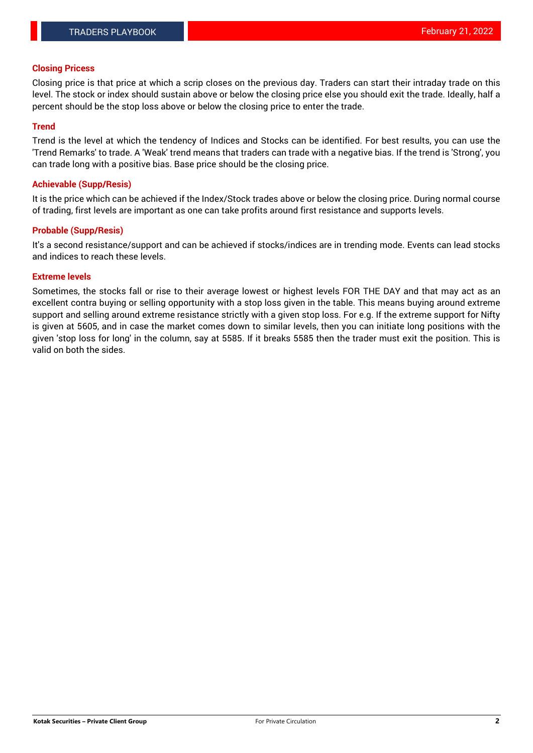### Closing Pricess

Closing price is that price at which a scrip closes on the previous day. Traders can start their intraday trade on this level. The stock or index should sustain above or below the closing price else you should exit the trade. Ideally, half a percent should be the stop loss above or below the closing price to enter the trade.

### Trend

Trend is the level at which the tendency of Indices and Stocks can be identified. For best results, you can use the 'Trend Remarks' to trade. A 'Weak' trend means that traders can trade with a negative bias. If the trend is 'Strong', you can trade long with a positive bias. Base price should be the closing price.

### Achievable (Supp/Resis)

It is the price which can be achieved if the Index/Stock trades above or below the closing price. During normal course of trading, first levels are important as one can take profits around first resistance and supports levels.

### Probable (Supp/Resis)

It's a second resistance/support and can be achieved if stocks/indices are in trending mode. Events can lead stocks and indices to reach these levels.

### Extreme levels

Sometimes, the stocks fall or rise to their average lowest or highest levels FOR THE DAY and that may act as an excellent contra buying or selling opportunity with a stop loss given in the table. This means buying around extreme support and selling around extreme resistance strictly with a given stop loss. For e.g. If the extreme support for Nifty is given at 5605, and in case the market comes down to similar levels, then you can initiate long positions with the given 'stop loss for long' in the column, say at 5585. If it breaks 5585 then the trader must exit the position. This is valid on both the sides.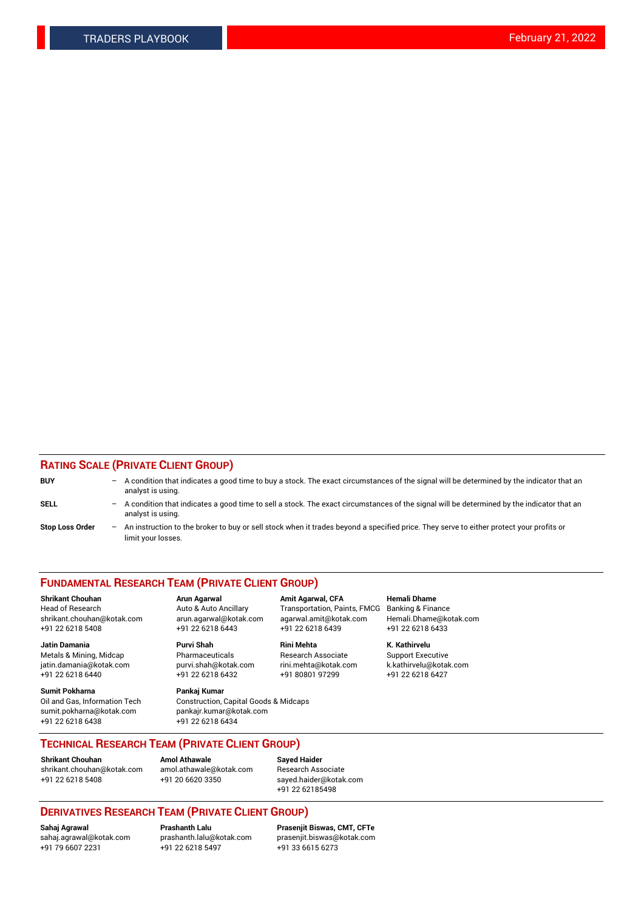## RATING SCALE (PRIVATE CLIENT GROUP)

**BUY** – A condition that indicates a good time to buy a stock. The exact circumstances of the signal will be determined by the indicator that an analyst is using.

**SELL** – A condition that indicates a good time to sell a stock. The exact circumstances of the signal will be determined by the indicator that an analyst is using.

**Stop Loss Order** – An instruction to the broker to buy or sell stock when it trades beyond a specified price. They serve to either protect your profits or limit your losses.

## FUNDAMENTAL RESEARCH TEAM (PRIVATE CLIENT GROUP)

**Shrikant Chouhan**
Head of Research
shrikant.chouhan@kotak.com
+91 22 6218 5408

**Arun Agarwal**
Auto & Auto Ancillary
arun.agarwal@kotak.com
+91 22 6218 6443

**Amit Agarwal, CFA**
Transportation, Paints, FMCG
agarwal.amit@kotak.com
+91 22 6218 6439

**Hemali Dhame**
Banking & Finance
Hemali.Dhame@kotak.com
+91 22 6218 6433

**Jatin Damania**
Metals & Mining, Midcap
jatin.damania@kotak.com
+91 22 6218 6440

**Purvi Shah**
Pharmaceuticals
purvi.shah@kotak.com
+91 22 6218 6432

**Rini Mehta**
Research Associate
rini.mehta@kotak.com
+91 80801 97299

**K. Kathirvelu**
Support Executive
k.kathirvelu@kotak.com
+91 22 6218 6427

**Sumit Pokharna**
Oil and Gas, Information Tech
sumit.pokharna@kotak.com
+91 22 6218 6438

**Pankaj Kumar**
Construction, Capital Goods & Midcaps
pankajr.kumar@kotak.com
+91 22 6218 6434

## TECHNICAL RESEARCH TEAM (PRIVATE CLIENT GROUP)

**Shrikant Chouhan**
shrikant.chouhan@kotak.com
+91 22 6218 5408

**Amol Athawale**
amol.athawale@kotak.com
+91 20 6620 3350

**Sayed Haider**
Research Associate
sayed.haider@kotak.com
+91 22 62185498

## DERIVATIVES RESEARCH TEAM (PRIVATE CLIENT GROUP)

**Sahaj Agrawal**
sahaj.agrawal@kotak.com
+91 79 6607 2231

**Prashanth Lalu**
prashanth.lalu@kotak.com
+91 22 6218 5497

**Prasenjit Biswas, CMT, CFTe**
prasenjit.biswas@kotak.com
+91 33 6615 6273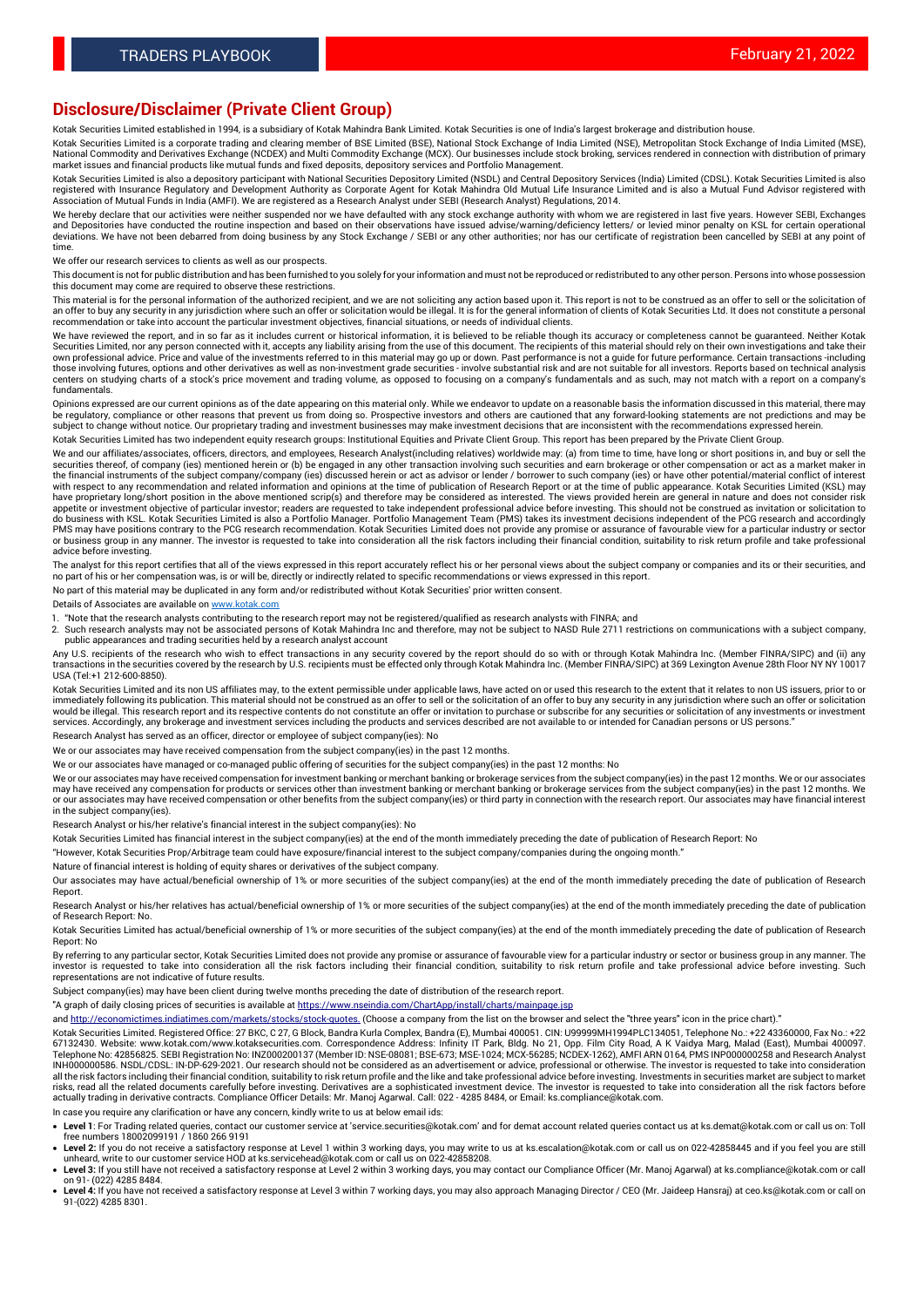## Disclosure/Disclaimer (Private Client Group)

Kotak Securities Limited established in 1994, is a subsidiary of Kotak Mahindra Bank Limited. Kotak Securities is one of India's largest brokerage and distribution house.

Kotak Securities Limited is a corporate trading and clearing member of BSE Limited (BSE), National Stock Exchange of India Limited (NSE), Metropolitan Stock Exchange of India Limited (MSE), National Commodity and Derivatives Exchange (NCDEX) and Multi Commodity Exchange (MCX). Our businesses include stock broking, services rendered in connection with distribution of primary market issues and financial products like mutual funds and fixed deposits, depository services and Portfolio Management.

Kotak Securities Limited is also a depository participant with National Securities Depository Limited (NSDL) and Central Depository Services (India) Limited (CDSL). Kotak Securities Limited is also registered with Insurance Regulatory and Development Authority as Corporate Agent for Kotak Mahindra Old Mutual Life Insurance Limited and is also a Mutual Fund Advisor registered with Association of Mutual Funds in India (AMFI). We are registered as a Research Analyst under SEBI (Research Analyst) Regulations, 2014.

We hereby declare that our activities were neither suspended nor we have defaulted with any stock exchange authority with whom we are registered in last five years. However SEBI, Exchanges and Depositories have conducted the routine inspection and based on their observations have issued advise/warning/deficiency letters/ or levied minor penalty on KSL for certain operational deviations. We have not been debarred from doing business by any Stock Exchange / SEBI or any other authorities; nor has our certificate of registration been cancelled by SEBI at any point of time.

We offer our research services to clients as well as our prospects.

This document is not for public distribution and has been furnished to you solely for your information and must not be reproduced or redistributed to any other person. Persons into whose possession this document may come are required to observe these restrictions.

This material is for the personal information of the authorized recipient, and we are not soliciting any action based upon it. This report is not to be construed as an offer to sell or the solicitation of an offer to buy any security in any jurisdiction where such an offer or solicitation would be illegal. It is for the general information of clients of Kotak Securities Ltd. It does not constitute a personal recommendation or take into account the particular investment objectives, financial situations, or needs of individual clients.

We have reviewed the report, and in so far as it includes current or historical information, it is believed to be reliable though its accuracy or completeness cannot be guaranteed. Neither Kotak Securities Limited, nor any person connected with it, accepts any liability arising from the use of this document. The recipients of this material should rely on their own investigations and take their own professional advice. Price and value of the investments referred to in this material may go up or down. Past performance is not a guide for future performance. Certain transactions -including those involving futures, options and other derivatives as well as non-investment grade securities - involve substantial risk and are not suitable for all investors. Reports based on technical analysis centers on studying charts of a stock's price movement and trading volume, as opposed to focusing on a company's fundamentals and as such, may not match with a report on a company's fundamentals.

Opinions expressed are our current opinions as of the date appearing on this material only. While we endeavor to update on a reasonable basis the information discussed in this material, there may be regulatory, compliance or other reasons that prevent us from doing so. Prospective investors and others are cautioned that any forward-looking statements are not predictions and may be subject to change without notice. Our proprietary trading and investment businesses may make investment decisions that are inconsistent with the recommendations expressed herein.

Kotak Securities Limited has two independent equity research groups: Institutional Equities and Private Client Group. This report has been prepared by the Private Client Group.

We and our affiliates/associates, officers, directors, and employees, Research Analyst(including relatives) worldwide may: (a) from time to time, have long or short positions in, and buy or sell the securities thereof, of company (ies) mentioned herein or (b) be engaged in any other transaction involving such securities and earn brokerage or other compensation or act as a market maker in the financial instruments of the subject company/company (ies) discussed herein or act as advisor or lender / borrower to such company (ies) or have other potential/material conflict of interest with respect to any recommendation and related information and opinions at the time of publication of Research Report or at the time of public appearance. Kotak Securities Limited (KSL) may have proprietary long/short position in the above mentioned scrip(s) and therefore may be considered as interested. The views provided herein are general in nature and does not consider risk appetite or investment objective of particular investor; readers are requested to take independent professional advice before investing. This should not be construed as invitation or solicitation to do business with KSL. Kotak Securities Limited is also a Portfolio Manager. Portfolio Management Team (PMS) takes its investment decisions independent of the PCG research and accordingly PMS may have positions contrary to the PCG research recommendation. Kotak Securities Limited does not provide any promise or assurance of favourable view for a particular industry or sector or business group in any manner. The investor is requested to take into consideration all the risk factors including their financial condition, suitability to risk return profile and take professional advice before investing.

The analyst for this report certifies that all of the views expressed in this report accurately reflect his or her personal views about the subject company or companies and its or their securities, and no part of his or her compensation was, is or will be, directly or indirectly related to specific recommendations or views expressed in this report.

No part of this material may be duplicated in any form and/or redistributed without Kotak Securities' prior written consent.

Details of Associates are available on www.kotak.com

1. "Note that the research analysts contributing to the research report may not be registered/qualified as research analysts with FINRA; and
2. Such research analysts may not be associated persons of Kotak Mahindra Inc and therefore, may not be subject to NASD Rule 2711 restrictions on communications with a subject company, public appearances and trading securities held by a research analyst account

Any U.S. recipients of the research who wish to effect transactions in any security covered by the report should do so with or through Kotak Mahindra Inc. (Member FINRA/SIPC) and (ii) any transactions in the securities covered by the research by U.S. recipients must be effected only through Kotak Mahindra Inc. (Member FINRA/SIPC) at 369 Lexington Avenue 28th Floor NY NY 10017 USA (Tel:+1 212-600-8850).

Kotak Securities Limited and its non US affiliates may, to the extent permissible under applicable laws, have acted on or used this research to the extent that it relates to non US issuers, prior to or immediately following its publication. This material should not be construed as an offer to sell or the solicitation of an offer to buy any security in any jurisdiction where such an offer or solicitation would be illegal. This research report and its respective contents do not constitute an offer or invitation to purchase or subscribe for any securities or solicitation of any investments or investment services. Accordingly, any brokerage and investment services including the products and services described are not available to or intended for Canadian persons or US persons."

Research Analyst has served as an officer, director or employee of subject company(ies): No

We or our associates may have received compensation from the subject company(ies) in the past 12 months.

We or our associates have managed or co-managed public offering of securities for the subject company(ies) in the past 12 months: No

We or our associates may have received compensation for investment banking or merchant banking or brokerage services from the subject company(ies) in the past 12 months. We or our associates may have received any compensation for products or services other than investment banking or merchant banking or brokerage services from the subject company(ies) in the past 12 months. We or our associates may have received compensation or other benefits from the subject company(ies) or third party in connection with the research report. Our associates may have financial interest in the subject company(ies).

Research Analyst or his/her relative's financial interest in the subject company(ies): No

Kotak Securities Limited has financial interest in the subject company(ies) at the end of the month immediately preceding the date of publication of Research Report: No

"However, Kotak Securities Prop/Arbitrage team could have exposure/financial interest to the subject company/companies during the ongoing month."

Nature of financial interest is holding of equity shares or derivatives of the subject company.

Our associates may have actual/beneficial ownership of 1% or more securities of the subject company(ies) at the end of the month immediately preceding the date of publication of Research Report.

Research Analyst or his/her relatives has actual/beneficial ownership of 1% or more securities of the subject company(ies) at the end of the month immediately preceding the date of publication of Research Report: No.

Kotak Securities Limited has actual/beneficial ownership of 1% or more securities of the subject company(ies) at the end of the month immediately preceding the date of publication of Research Report: No

By referring to any particular sector, Kotak Securities Limited does not provide any promise or assurance of favourable view for a particular industry or sector or business group in any manner. The investor is requested to take into consideration all the risk factors including their financial condition, suitability to risk return profile and take professional advice before investing. Such representations are not indicative of future results.

Subject company(ies) may have been client during twelve months preceding the date of distribution of the research report.

"A graph of daily closing prices of securities is available at https://www.nseindia.com/ChartApp/install/charts/mainpage.jsp

and http://economictimes.indiatimes.com/markets/stocks/stock-quotes. (Choose a company from the list on the browser and select the "three years" icon in the price chart)."

Kotak Securities Limited. Registered Office: 27 BKC, C 27, G Block, Bandra Kurla Complex, Bandra (E), Mumbai 400051. CIN: U99999MH1994PLC134051, Telephone No.: +22 43360000, Fax No.: +22 67132430. Website: www.kotak.com/www.kotaksecurities.com. Correspondence Address: Infinity IT Park, Bldg. No 21, Opp. Film City Road, A K Vaidya Marg, Malad (East), Mumbai 400097. Telephone No: 42856825. SEBI Registration No: INZ000200137 (Member ID: NSE-08081; BSE-673; MSE-1024; MCX-56285; NCDEX-1262), AMFI ARN 0164, PMS INP000000258 and Research Analyst INH000000586. NSDL/CDSL: IN-DP-629-2021. Our research should not be considered as an advertisement or advice, professional or otherwise. The investor is requested to take into consideration all the risk factors including their financial condition, suitability to risk return profile and the like and take professional advice before investing. Investments in securities market are subject to market risks, read all the related documents carefully before investing. Derivatives are a sophisticated investment device. The investor is requested to take into consideration all the risk factors before actually trading in derivative contracts. Compliance Officer Details: Mr. Manoj Agarwal. Call: 022 - 4285 8484, or Email: ks.compliance@kotak.com.

In case you require any clarification or have any concern, kindly write to us at below email ids:

- **Level 1**: For Trading related queries, contact our customer service at 'service.securities@kotak.com' and for demat account related queries contact us at ks.demat@kotak.com or call us on: Toll free numbers 18002099191 / 1860 266 9191
- **Level 2:** If you do not receive a satisfactory response at Level 1 within 3 working days, you may write to us at ks.escalation@kotak.com or call us on 022-42858445 and if you feel you are still unheard, write to our customer service HOD at ks.servicehead@kotak.com or call us on 022-42858208.
- **Level 3:** If you still have not received a satisfactory response at Level 2 within 3 working days, you may contact our Compliance Officer (Mr. Manoj Agarwal) at ks.compliance@kotak.com or call on 91- (022) 4285 8484.
- **Level 4:** If you have not received a satisfactory response at Level 3 within 7 working days, you may also approach Managing Director / CEO (Mr. Jaideep Hansraj) at ceo.ks@kotak.com or call on 91-(022) 4285 8301.